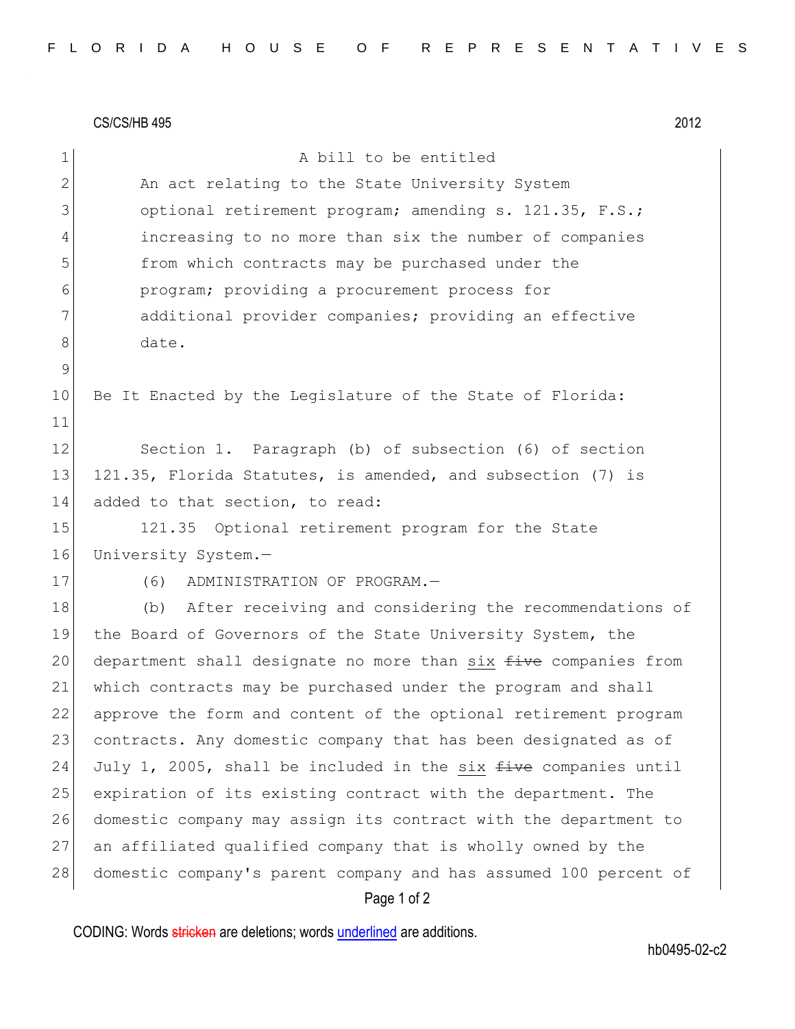CS/CS/HB 495 2012

A bill to be entitled

An act relating to the State University System optional retirement program; amending s. 121.35, F.S.; increasing to no more than six the number of companies from which contracts may be purchased under the program; providing a procurement process for additional provider companies; providing an effective date.

Be It Enacted by the Legislature of the State of Florida:

Section 1. Paragraph (b) of subsection (6) of section 121.35, Florida Statutes, is amended, and subsection (7) is added to that section, to read:

121.35 Optional retirement program for the State University System.—

(6) ADMINISTRATION OF PROGRAM.—

(b) After receiving and considering the recommendations of the Board of Governors of the State University System, the department shall designate no more than <u>six</u> ~~five~~ companies from which contracts may be purchased under the program and shall approve the form and content of the optional retirement program contracts. Any domestic company that has been designated as of July 1, 2005, shall be included in the <u>six</u> ~~five~~ companies until expiration of its existing contract with the department. The domestic company may assign its contract with the department to an affiliated qualified company that is wholly owned by the domestic company's parent company and has assumed 100 percent of

CODING: Words ~~stricken~~ are deletions; words <u>underlined</u> are additions.

hb0495-02-c2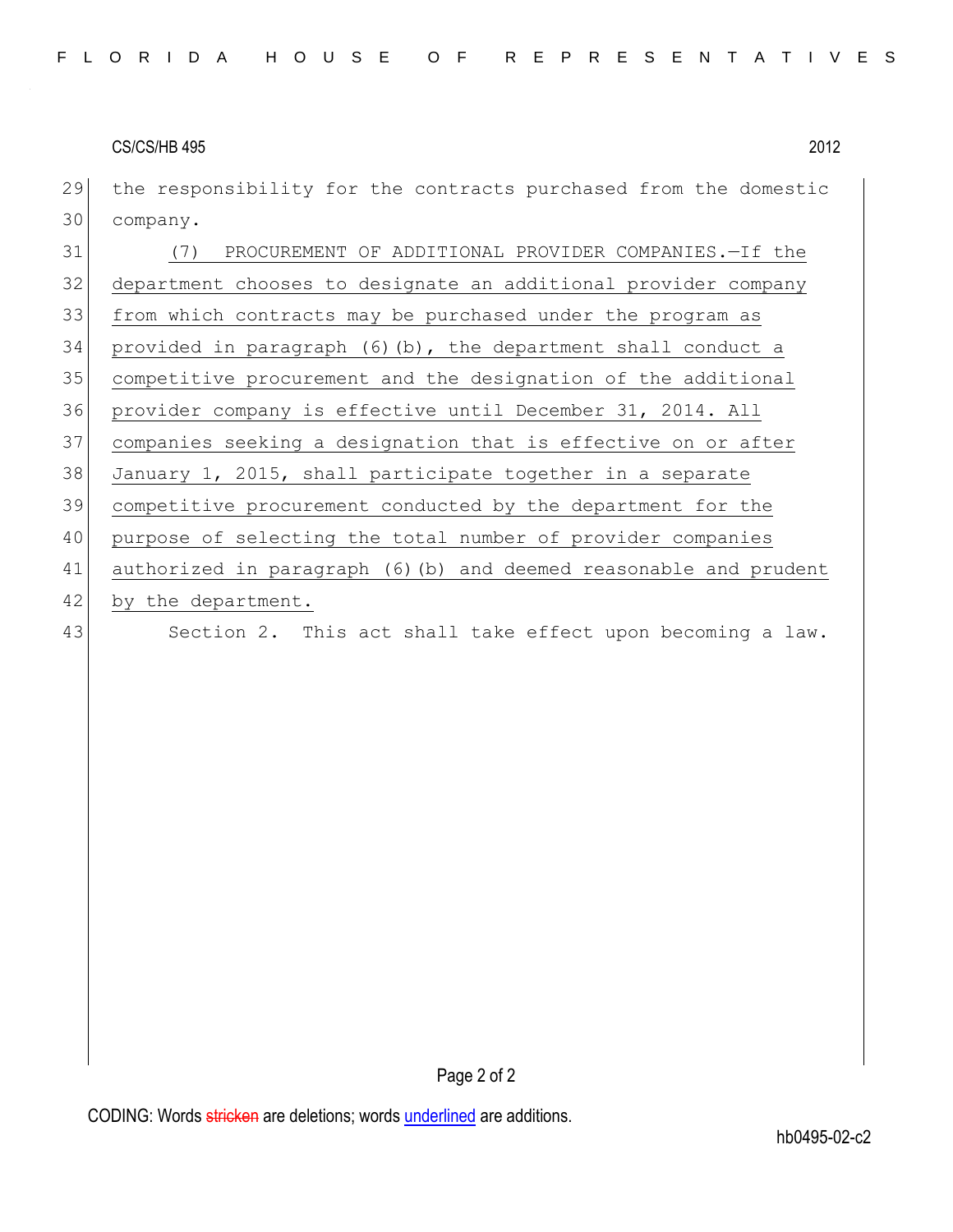29 the responsibility for the contracts purchased from the domestic
30 company.

31 (7) PROCUREMENT OF ADDITIONAL PROVIDER COMPANIES.—If the
32 department chooses to designate an additional provider company
33 from which contracts may be purchased under the program as
34 provided in paragraph (6)(b), the department shall conduct a
35 competitive procurement and the designation of the additional
36 provider company is effective until December 31, 2014. All
37 companies seeking a designation that is effective on or after
38 January 1, 2015, shall participate together in a separate
39 competitive procurement conducted by the department for the
40 purpose of selecting the total number of provider companies
41 authorized in paragraph (6)(b) and deemed reasonable and prudent
42 by the department.

43 Section 2. This act shall take effect upon becoming a law.

CODING: Words ~~stricken~~ are deletions; words <u>underlined</u> are additions.